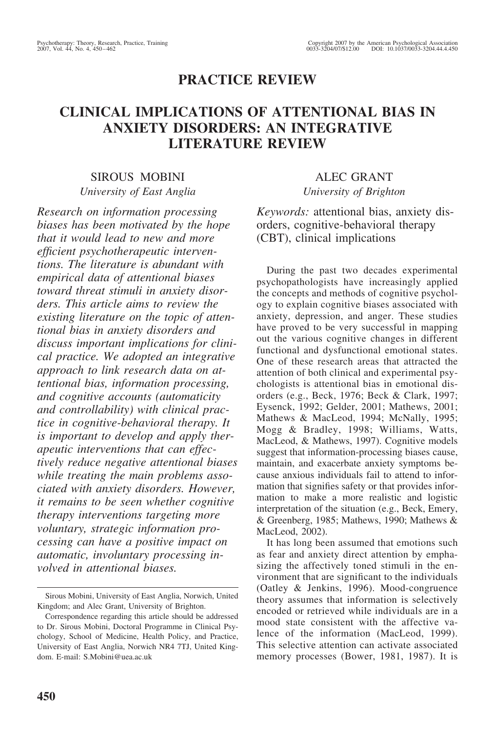## PRACTICE REVIEW

# CLINICAL IMPLICATIONS OF ATTENTIONAL BIAS IN ANXIETY DISORDERS: AN INTEGRATIVE LITERATURE REVIEW

SIROUS MOBINI
*University of East Anglia*

ALEC GRANT
*University of Brighton*

*Research on information processing biases has been motivated by the hope that it would lead to new and more efficient psychotherapeutic interventions. The literature is abundant with empirical data of attentional biases toward threat stimuli in anxiety disorders. This article aims to review the existing literature on the topic of attentional bias in anxiety disorders and discuss important implications for clinical practice. We adopted an integrative approach to link research data on attentional bias, information processing, and cognitive accounts (automaticity and controllability) with clinical practice in cognitive-behavioral therapy. It is important to develop and apply therapeutic interventions that can effectively reduce negative attentional biases while treating the main problems associated with anxiety disorders. However, it remains to be seen whether cognitive therapy interventions targeting more voluntary, strategic information processing can have a positive impact on automatic, involuntary processing involved in attentional biases.*

*Keywords:* attentional bias, anxiety disorders, cognitive-behavioral therapy (CBT), clinical implications

During the past two decades experimental psychopathologists have increasingly applied the concepts and methods of cognitive psychology to explain cognitive biases associated with anxiety, depression, and anger. These studies have proved to be very successful in mapping out the various cognitive changes in different functional and dysfunctional emotional states. One of these research areas that attracted the attention of both clinical and experimental psychologists is attentional bias in emotional disorders (e.g., Beck, 1976; Beck & Clark, 1997; Eysenck, 1992; Gelder, 2001; Mathews, 2001; Mathews & MacLeod, 1994; McNally, 1995; Mogg & Bradley, 1998; Williams, Watts, MacLeod, & Mathews, 1997). Cognitive models suggest that information-processing biases cause, maintain, and exacerbate anxiety symptoms because anxious individuals fail to attend to information that signifies safety or that provides information to make a more realistic and logistic interpretation of the situation (e.g., Beck, Emery, & Greenberg, 1985; Mathews, 1990; Mathews & MacLeod, 2002).

It has long been assumed that emotions such as fear and anxiety direct attention by emphasizing the affectively toned stimuli in the environment that are significant to the individuals (Oatley & Jenkins, 1996). Mood-congruence theory assumes that information is selectively encoded or retrieved while individuals are in a mood state consistent with the affective valence of the information (MacLeod, 1999). This selective attention can activate associated memory processes (Bower, 1981, 1987). It is

Sirous Mobini, University of East Anglia, Norwich, United Kingdom; and Alec Grant, University of Brighton.

Correspondence regarding this article should be addressed to Dr. Sirous Mobini, Doctoral Programme in Clinical Psychology, School of Medicine, Health Policy, and Practice, University of East Anglia, Norwich NR4 7TJ, United Kingdom. E-mail: S.Mobini@uea.ac.uk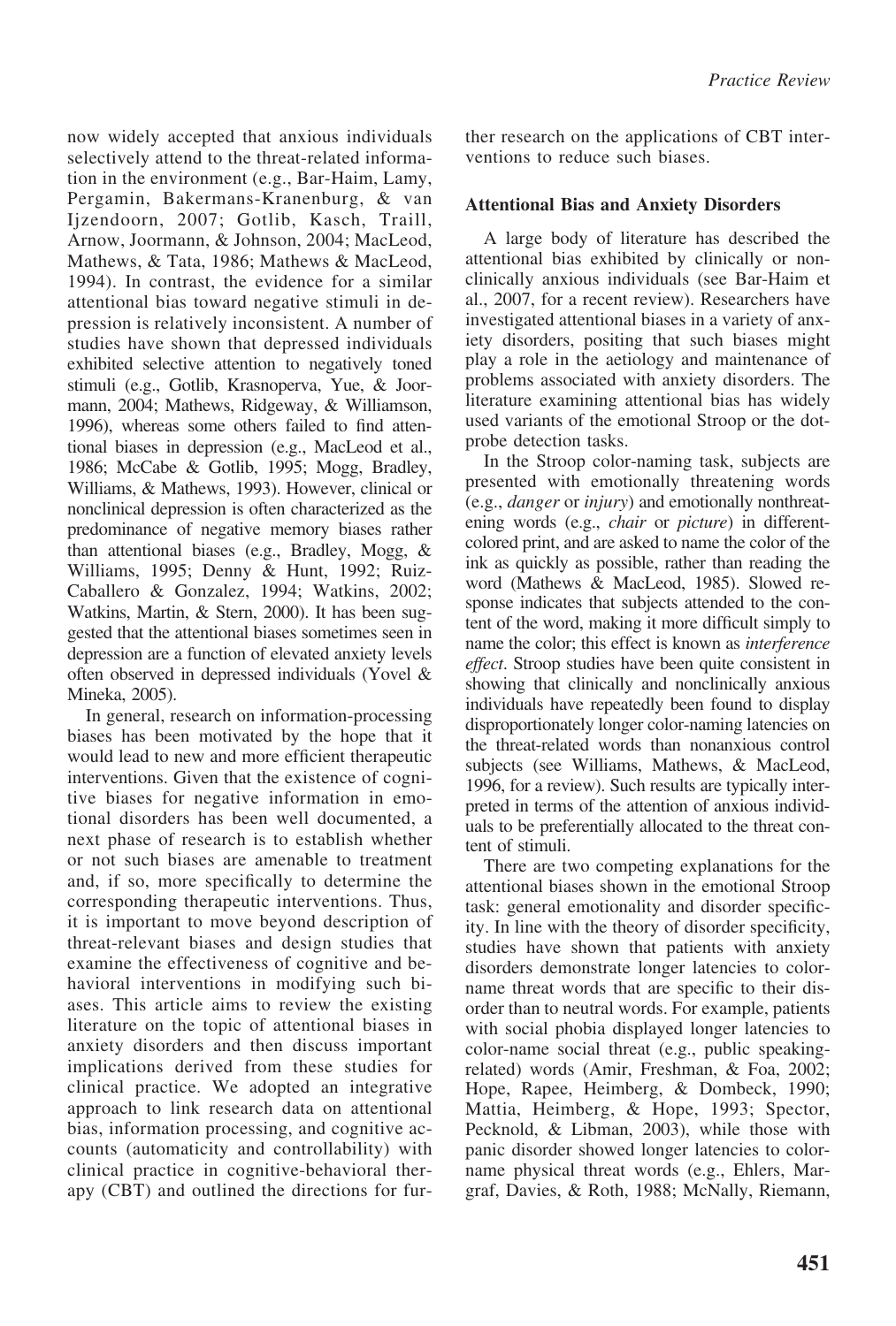now widely accepted that anxious individuals selectively attend to the threat-related information in the environment (e.g., Bar-Haim, Lamy, Pergamin, Bakermans-Kranenburg, & van Ijzendoorn, 2007; Gotlib, Kasch, Traill, Arnow, Joormann, & Johnson, 2004; MacLeod, Mathews, & Tata, 1986; Mathews & MacLeod, 1994). In contrast, the evidence for a similar attentional bias toward negative stimuli in depression is relatively inconsistent. A number of studies have shown that depressed individuals exhibited selective attention to negatively toned stimuli (e.g., Gotlib, Krasnoperva, Yue, & Joormann, 2004; Mathews, Ridgeway, & Williamson, 1996), whereas some others failed to find attentional biases in depression (e.g., MacLeod et al., 1986; McCabe & Gotlib, 1995; Mogg, Bradley, Williams, & Mathews, 1993). However, clinical or nonclinical depression is often characterized as the predominance of negative memory biases rather than attentional biases (e.g., Bradley, Mogg, & Williams, 1995; Denny & Hunt, 1992; Ruiz-Caballero & Gonzalez, 1994; Watkins, 2002; Watkins, Martin, & Stern, 2000). It has been suggested that the attentional biases sometimes seen in depression are a function of elevated anxiety levels often observed in depressed individuals (Yovel & Mineka, 2005).

In general, research on information-processing biases has been motivated by the hope that it would lead to new and more efficient therapeutic interventions. Given that the existence of cognitive biases for negative information in emotional disorders has been well documented, a next phase of research is to establish whether or not such biases are amenable to treatment and, if so, more specifically to determine the corresponding therapeutic interventions. Thus, it is important to move beyond description of threat-relevant biases and design studies that examine the effectiveness of cognitive and behavioral interventions in modifying such biases. This article aims to review the existing literature on the topic of attentional biases in anxiety disorders and then discuss important implications derived from these studies for clinical practice. We adopted an integrative approach to link research data on attentional bias, information processing, and cognitive accounts (automaticity and controllability) with clinical practice in cognitive-behavioral therapy (CBT) and outlined the directions for further research on the applications of CBT interventions to reduce such biases.

## Attentional Bias and Anxiety Disorders

A large body of literature has described the attentional bias exhibited by clinically or nonclinically anxious individuals (see Bar-Haim et al., 2007, for a recent review). Researchers have investigated attentional biases in a variety of anxiety disorders, positing that such biases might play a role in the aetiology and maintenance of problems associated with anxiety disorders. The literature examining attentional bias has widely used variants of the emotional Stroop or the dot-probe detection tasks.

In the Stroop color-naming task, subjects are presented with emotionally threatening words (e.g., *danger* or *injury*) and emotionally nonthreatening words (e.g., *chair* or *picture*) in different-colored print, and are asked to name the color of the ink as quickly as possible, rather than reading the word (Mathews & MacLeod, 1985). Slowed response indicates that subjects attended to the content of the word, making it more difficult simply to name the color; this effect is known as *interference effect*. Stroop studies have been quite consistent in showing that clinically and nonclinically anxious individuals have repeatedly been found to display disproportionately longer color-naming latencies on the threat-related words than nonanxious control subjects (see Williams, Mathews, & MacLeod, 1996, for a review). Such results are typically interpreted in terms of the attention of anxious individuals to be preferentially allocated to the threat content of stimuli.

There are two competing explanations for the attentional biases shown in the emotional Stroop task: general emotionality and disorder specificity. In line with the theory of disorder specificity, studies have shown that patients with anxiety disorders demonstrate longer latencies to color-name threat words that are specific to their disorder than to neutral words. For example, patients with social phobia displayed longer latencies to color-name social threat (e.g., public speaking-related) words (Amir, Freshman, & Foa, 2002; Hope, Rapee, Heimberg, & Dombeck, 1990; Mattia, Heimberg, & Hope, 1993; Spector, Pecknold, & Libman, 2003), while those with panic disorder showed longer latencies to color-name physical threat words (e.g., Ehlers, Margraf, Davies, & Roth, 1988; McNally, Riemann,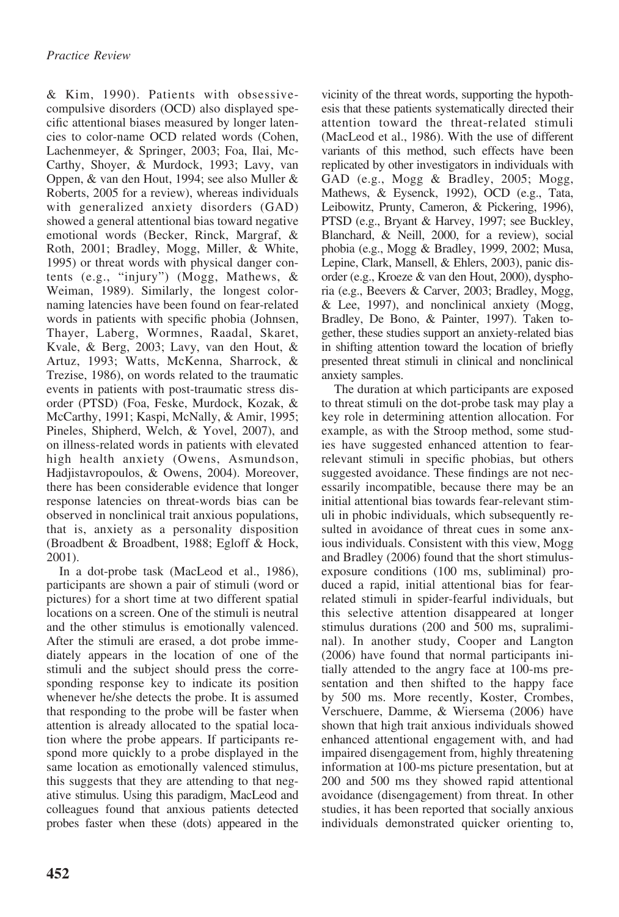& Kim, 1990). Patients with obsessive-compulsive disorders (OCD) also displayed specific attentional biases measured by longer latencies to color-name OCD related words (Cohen, Lachenmeyer, & Springer, 2003; Foa, Ilai, McCarthy, Shoyer, & Murdock, 1993; Lavy, van Oppen, & van den Hout, 1994; see also Muller & Roberts, 2005 for a review), whereas individuals with generalized anxiety disorders (GAD) showed a general attentional bias toward negative emotional words (Becker, Rinck, Margraf, & Roth, 2001; Bradley, Mogg, Miller, & White, 1995) or threat words with physical danger contents (e.g., "injury") (Mogg, Mathews, & Weiman, 1989). Similarly, the longest color-naming latencies have been found on fear-related words in patients with specific phobia (Johnsen, Thayer, Laberg, Wormnes, Raadal, Skaret, Kvale, & Berg, 2003; Lavy, van den Hout, & Artuz, 1993; Watts, McKenna, Sharrock, & Trezise, 1986), on words related to the traumatic events in patients with post-traumatic stress disorder (PTSD) (Foa, Feske, Murdock, Kozak, & McCarthy, 1991; Kaspi, McNally, & Amir, 1995; Pineles, Shipherd, Welch, & Yovel, 2007), and on illness-related words in patients with elevated high health anxiety (Owens, Asmundson, Hadjistavropoulos, & Owens, 2004). Moreover, there has been considerable evidence that longer response latencies on threat-words bias can be observed in nonclinical trait anxious populations, that is, anxiety as a personality disposition (Broadbent & Broadbent, 1988; Egloff & Hock, 2001).

In a dot-probe task (MacLeod et al., 1986), participants are shown a pair of stimuli (word or pictures) for a short time at two different spatial locations on a screen. One of the stimuli is neutral and the other stimulus is emotionally valenced. After the stimuli are erased, a dot probe immediately appears in the location of one of the stimuli and the subject should press the corresponding response key to indicate its position whenever he/she detects the probe. It is assumed that responding to the probe will be faster when attention is already allocated to the spatial location where the probe appears. If participants respond more quickly to a probe displayed in the same location as emotionally valenced stimulus, this suggests that they are attending to that negative stimulus. Using this paradigm, MacLeod and colleagues found that anxious patients detected probes faster when these (dots) appeared in the vicinity of the threat words, supporting the hypothesis that these patients systematically directed their attention toward the threat-related stimuli (MacLeod et al., 1986). With the use of different variants of this method, such effects have been replicated by other investigators in individuals with GAD (e.g., Mogg & Bradley, 2005; Mogg, Mathews, & Eysenck, 1992), OCD (e.g., Tata, Leibowitz, Prunty, Cameron, & Pickering, 1996), PTSD (e.g., Bryant & Harvey, 1997; see Buckley, Blanchard, & Neill, 2000, for a review), social phobia (e.g., Mogg & Bradley, 1999, 2002; Musa, Lepine, Clark, Mansell, & Ehlers, 2003), panic disorder (e.g., Kroeze & van den Hout, 2000), dysphoria (e.g., Beevers & Carver, 2003; Bradley, Mogg, & Lee, 1997), and nonclinical anxiety (Mogg, Bradley, De Bono, & Painter, 1997). Taken together, these studies support an anxiety-related bias in shifting attention toward the location of briefly presented threat stimuli in clinical and nonclinical anxiety samples.

The duration at which participants are exposed to threat stimuli on the dot-probe task may play a key role in determining attention allocation. For example, as with the Stroop method, some studies have suggested enhanced attention to fear-relevant stimuli in specific phobias, but others suggested avoidance. These findings are not necessarily incompatible, because there may be an initial attentional bias towards fear-relevant stimuli in phobic individuals, which subsequently resulted in avoidance of threat cues in some anxious individuals. Consistent with this view, Mogg and Bradley (2006) found that the short stimulus-exposure conditions (100 ms, subliminal) produced a rapid, initial attentional bias for fear-related stimuli in spider-fearful individuals, but this selective attention disappeared at longer stimulus durations (200 and 500 ms, supraliminal). In another study, Cooper and Langton (2006) have found that normal participants initially attended to the angry face at 100-ms presentation and then shifted to the happy face by 500 ms. More recently, Koster, Crombes, Verschuere, Damme, & Wiersema (2006) have shown that high trait anxious individuals showed enhanced attentional engagement with, and had impaired disengagement from, highly threatening information at 100-ms picture presentation, but at 200 and 500 ms they showed rapid attentional avoidance (disengagement) from threat. In other studies, it has been reported that socially anxious individuals demonstrated quicker orienting to,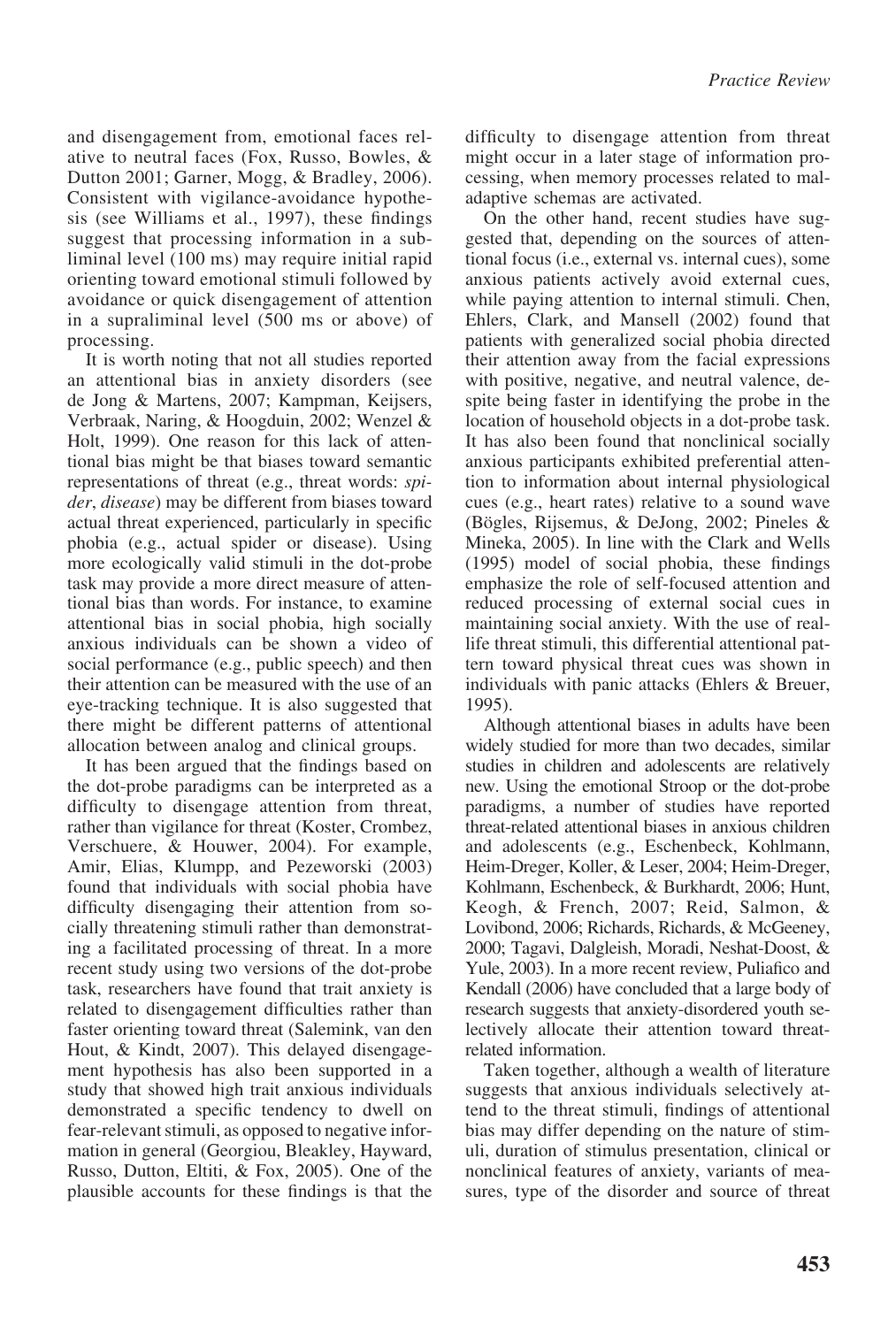and disengagement from, emotional faces relative to neutral faces (Fox, Russo, Bowles, & Dutton 2001; Garner, Mogg, & Bradley, 2006). Consistent with vigilance-avoidance hypothesis (see Williams et al., 1997), these findings suggest that processing information in a subliminal level (100 ms) may require initial rapid orienting toward emotional stimuli followed by avoidance or quick disengagement of attention in a supraliminal level (500 ms or above) of processing.

It is worth noting that not all studies reported an attentional bias in anxiety disorders (see de Jong & Martens, 2007; Kampman, Keijsers, Verbraak, Naring, & Hoogduin, 2002; Wenzel & Holt, 1999). One reason for this lack of attentional bias might be that biases toward semantic representations of threat (e.g., threat words: *spider*, *disease*) may be different from biases toward actual threat experienced, particularly in specific phobia (e.g., actual spider or disease). Using more ecologically valid stimuli in the dot-probe task may provide a more direct measure of attentional bias than words. For instance, to examine attentional bias in social phobia, high socially anxious individuals can be shown a video of social performance (e.g., public speech) and then their attention can be measured with the use of an eye-tracking technique. It is also suggested that there might be different patterns of attentional allocation between analog and clinical groups.

It has been argued that the findings based on the dot-probe paradigms can be interpreted as a difficulty to disengage attention from threat, rather than vigilance for threat (Koster, Crombez, Verschuere, & Houwer, 2004). For example, Amir, Elias, Klumpp, and Pezeworski (2003) found that individuals with social phobia have difficulty disengaging their attention from socially threatening stimuli rather than demonstrating a facilitated processing of threat. In a more recent study using two versions of the dot-probe task, researchers have found that trait anxiety is related to disengagement difficulties rather than faster orienting toward threat (Salemink, van den Hout, & Kindt, 2007). This delayed disengagement hypothesis has also been supported in a study that showed high trait anxious individuals demonstrated a specific tendency to dwell on fear-relevant stimuli, as opposed to negative information in general (Georgiou, Bleakley, Hayward, Russo, Dutton, Eltiti, & Fox, 2005). One of the plausible accounts for these findings is that the difficulty to disengage attention from threat might occur in a later stage of information processing, when memory processes related to maladaptive schemas are activated.

On the other hand, recent studies have suggested that, depending on the sources of attentional focus (i.e., external vs. internal cues), some anxious patients actively avoid external cues, while paying attention to internal stimuli. Chen, Ehlers, Clark, and Mansell (2002) found that patients with generalized social phobia directed their attention away from the facial expressions with positive, negative, and neutral valence, despite being faster in identifying the probe in the location of household objects in a dot-probe task. It has also been found that nonclinical socially anxious participants exhibited preferential attention to information about internal physiological cues (e.g., heart rates) relative to a sound wave (Bögles, Rijsemus, & DeJong, 2002; Pineles & Mineka, 2005). In line with the Clark and Wells (1995) model of social phobia, these findings emphasize the role of self-focused attention and reduced processing of external social cues in maintaining social anxiety. With the use of real-life threat stimuli, this differential attentional pattern toward physical threat cues was shown in individuals with panic attacks (Ehlers & Breuer, 1995).

Although attentional biases in adults have been widely studied for more than two decades, similar studies in children and adolescents are relatively new. Using the emotional Stroop or the dot-probe paradigms, a number of studies have reported threat-related attentional biases in anxious children and adolescents (e.g., Eschenbeck, Kohlmann, Heim-Dreger, Koller, & Leser, 2004; Heim-Dreger, Kohlmann, Eschenbeck, & Burkhardt, 2006; Hunt, Keogh, & French, 2007; Reid, Salmon, & Lovibond, 2006; Richards, Richards, & McGeeney, 2000; Tagavi, Dalgleish, Moradi, Neshat-Doost, & Yule, 2003). In a more recent review, Puliafico and Kendall (2006) have concluded that a large body of research suggests that anxiety-disordered youth selectively allocate their attention toward threat-related information.

Taken together, although a wealth of literature suggests that anxious individuals selectively attend to the threat stimuli, findings of attentional bias may differ depending on the nature of stimuli, duration of stimulus presentation, clinical or nonclinical features of anxiety, variants of measures, type of the disorder and source of threat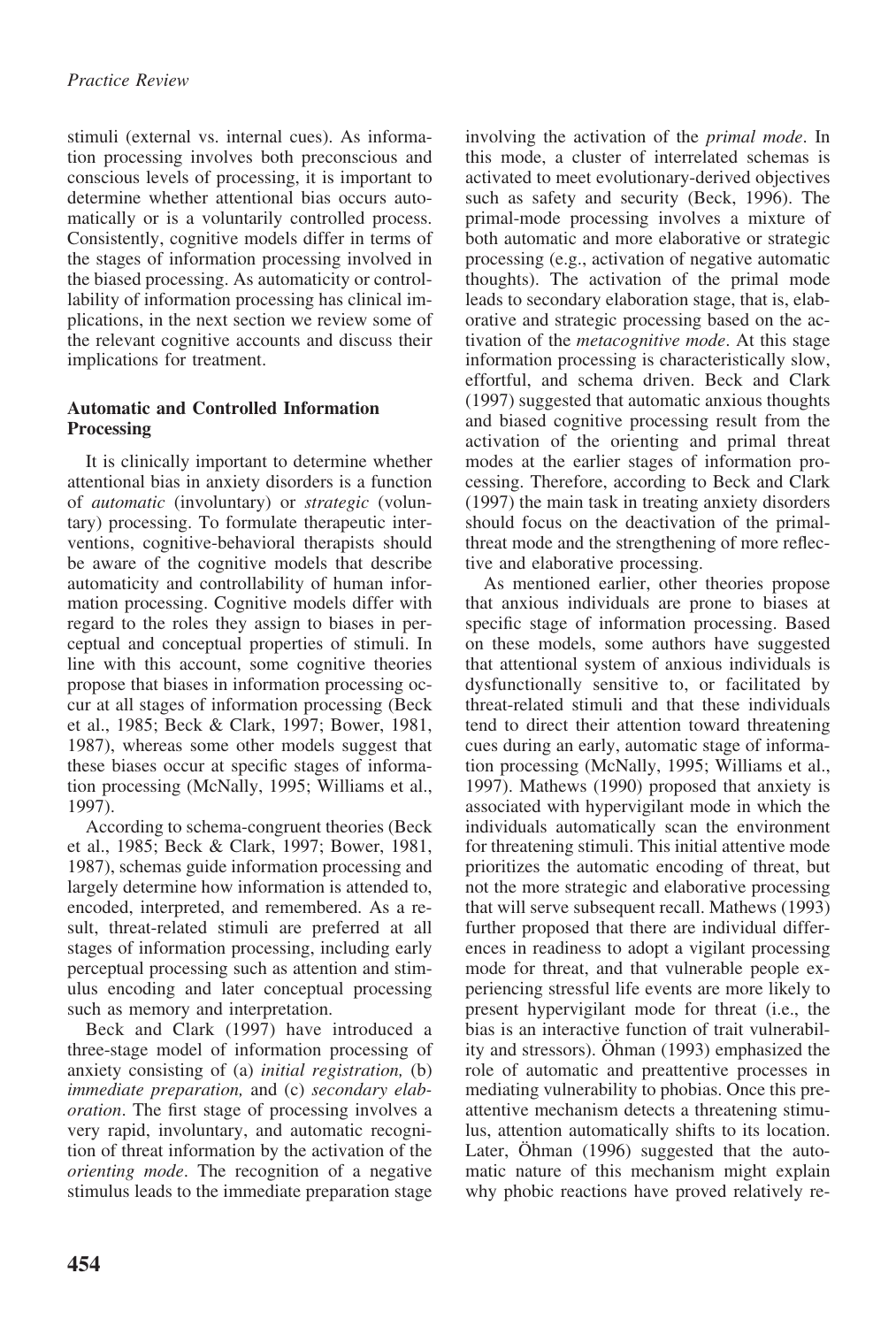stimuli (external vs. internal cues). As information processing involves both preconscious and conscious levels of processing, it is important to determine whether attentional bias occurs automatically or is a voluntarily controlled process. Consistently, cognitive models differ in terms of the stages of information processing involved in the biased processing. As automaticity or controllability of information processing has clinical implications, in the next section we review some of the relevant cognitive accounts and discuss their implications for treatment.

### Automatic and Controlled Information Processing

It is clinically important to determine whether attentional bias in anxiety disorders is a function of *automatic* (involuntary) or *strategic* (voluntary) processing. To formulate therapeutic interventions, cognitive-behavioral therapists should be aware of the cognitive models that describe automaticity and controllability of human information processing. Cognitive models differ with regard to the roles they assign to biases in perceptual and conceptual properties of stimuli. In line with this account, some cognitive theories propose that biases in information processing occur at all stages of information processing (Beck et al., 1985; Beck & Clark, 1997; Bower, 1981, 1987), whereas some other models suggest that these biases occur at specific stages of information processing (McNally, 1995; Williams et al., 1997).

According to schema-congruent theories (Beck et al., 1985; Beck & Clark, 1997; Bower, 1981, 1987), schemas guide information processing and largely determine how information is attended to, encoded, interpreted, and remembered. As a result, threat-related stimuli are preferred at all stages of information processing, including early perceptual processing such as attention and stimulus encoding and later conceptual processing such as memory and interpretation.

Beck and Clark (1997) have introduced a three-stage model of information processing of anxiety consisting of (a) *initial registration,* (b) *immediate preparation,* and (c) *secondary elaboration*. The first stage of processing involves a very rapid, involuntary, and automatic recognition of threat information by the activation of the *orienting mode*. The recognition of a negative stimulus leads to the immediate preparation stage involving the activation of the *primal mode*. In this mode, a cluster of interrelated schemas is activated to meet evolutionary-derived objectives such as safety and security (Beck, 1996). The primal-mode processing involves a mixture of both automatic and more elaborative or strategic processing (e.g., activation of negative automatic thoughts). The activation of the primal mode leads to secondary elaboration stage, that is, elaborative and strategic processing based on the activation of the *metacognitive mode*. At this stage information processing is characteristically slow, effortful, and schema driven. Beck and Clark (1997) suggested that automatic anxious thoughts and biased cognitive processing result from the activation of the orienting and primal threat modes at the earlier stages of information processing. Therefore, according to Beck and Clark (1997) the main task in treating anxiety disorders should focus on the deactivation of the primal-threat mode and the strengthening of more reflective and elaborative processing.

As mentioned earlier, other theories propose that anxious individuals are prone to biases at specific stage of information processing. Based on these models, some authors have suggested that attentional system of anxious individuals is dysfunctionally sensitive to, or facilitated by threat-related stimuli and that these individuals tend to direct their attention toward threatening cues during an early, automatic stage of information processing (McNally, 1995; Williams et al., 1997). Mathews (1990) proposed that anxiety is associated with hypervigilant mode in which the individuals automatically scan the environment for threatening stimuli. This initial attentive mode prioritizes the automatic encoding of threat, but not the more strategic and elaborative processing that will serve subsequent recall. Mathews (1993) further proposed that there are individual differences in readiness to adopt a vigilant processing mode for threat, and that vulnerable people experiencing stressful life events are more likely to present hypervigilant mode for threat (i.e., the bias is an interactive function of trait vulnerability and stressors). Öhman (1993) emphasized the role of automatic and preattentive processes in mediating vulnerability to phobias. Once this preattentive mechanism detects a threatening stimulus, attention automatically shifts to its location. Later, Öhman (1996) suggested that the automatic nature of this mechanism might explain why phobic reactions have proved relatively re-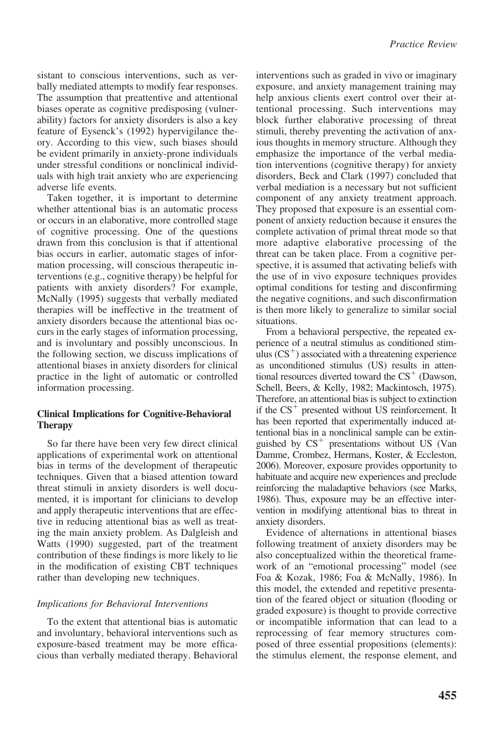sistant to conscious interventions, such as verbally mediated attempts to modify fear responses. The assumption that preattentive and attentional biases operate as cognitive predisposing (vulnerability) factors for anxiety disorders is also a key feature of Eysenck's (1992) hypervigilance theory. According to this view, such biases should be evident primarily in anxiety-prone individuals under stressful conditions or nonclinical individuals with high trait anxiety who are experiencing adverse life events.

Taken together, it is important to determine whether attentional bias is an automatic process or occurs in an elaborative, more controlled stage of cognitive processing. One of the questions drawn from this conclusion is that if attentional bias occurs in earlier, automatic stages of information processing, will conscious therapeutic interventions (e.g., cognitive therapy) be helpful for patients with anxiety disorders? For example, McNally (1995) suggests that verbally mediated therapies will be ineffective in the treatment of anxiety disorders because the attentional bias occurs in the early stages of information processing, and is involuntary and possibly unconscious. In the following section, we discuss implications of attentional biases in anxiety disorders for clinical practice in the light of automatic or controlled information processing.

## Clinical Implications for Cognitive-Behavioral Therapy

So far there have been very few direct clinical applications of experimental work on attentional bias in terms of the development of therapeutic techniques. Given that a biased attention toward threat stimuli in anxiety disorders is well documented, it is important for clinicians to develop and apply therapeutic interventions that are effective in reducing attentional bias as well as treating the main anxiety problem. As Dalgleish and Watts (1990) suggested, part of the treatment contribution of these findings is more likely to lie in the modification of existing CBT techniques rather than developing new techniques.

### *Implications for Behavioral Interventions*

To the extent that attentional bias is automatic and involuntary, behavioral interventions such as exposure-based treatment may be more efficacious than verbally mediated therapy. Behavioral interventions such as graded in vivo or imaginary exposure, and anxiety management training may help anxious clients exert control over their attentional processing. Such interventions may block further elaborative processing of threat stimuli, thereby preventing the activation of anxious thoughts in memory structure. Although they emphasize the importance of the verbal mediation interventions (cognitive therapy) for anxiety disorders, Beck and Clark (1997) concluded that verbal mediation is a necessary but not sufficient component of any anxiety treatment approach. They proposed that exposure is an essential component of anxiety reduction because it ensures the complete activation of primal threat mode so that more adaptive elaborative processing of the threat can be taken place. From a cognitive perspective, it is assumed that activating beliefs with the use of in vivo exposure techniques provides optimal conditions for testing and disconfirming the negative cognitions, and such disconfirmation is then more likely to generalize to similar social situations.

From a behavioral perspective, the repeated experience of a neutral stimulus as conditioned stimulus ($CS^+$) associated with a threatening experience as unconditioned stimulus (US) results in attentional resources diverted toward the $CS^+$ (Dawson, Schell, Beers, & Kelly, 1982; Mackintosch, 1975). Therefore, an attentional bias is subject to extinction if the $CS^+$ presented without US reinforcement. It has been reported that experimentally induced attentional bias in a nonclinical sample can be extinguished by $CS^+$ presentations without US (Van Damme, Crombez, Hermans, Koster, & Eccleston, 2006). Moreover, exposure provides opportunity to habituate and acquire new experiences and preclude reinforcing the maladaptive behaviors (see Marks, 1986). Thus, exposure may be an effective intervention in modifying attentional bias to threat in anxiety disorders.

Evidence of alternations in attentional biases following treatment of anxiety disorders may be also conceptualized within the theoretical framework of an "emotional processing" model (see Foa & Kozak, 1986; Foa & McNally, 1986). In this model, the extended and repetitive presentation of the feared object or situation (flooding or graded exposure) is thought to provide corrective or incompatible information that can lead to a reprocessing of fear memory structures composed of three essential propositions (elements): the stimulus element, the response element, and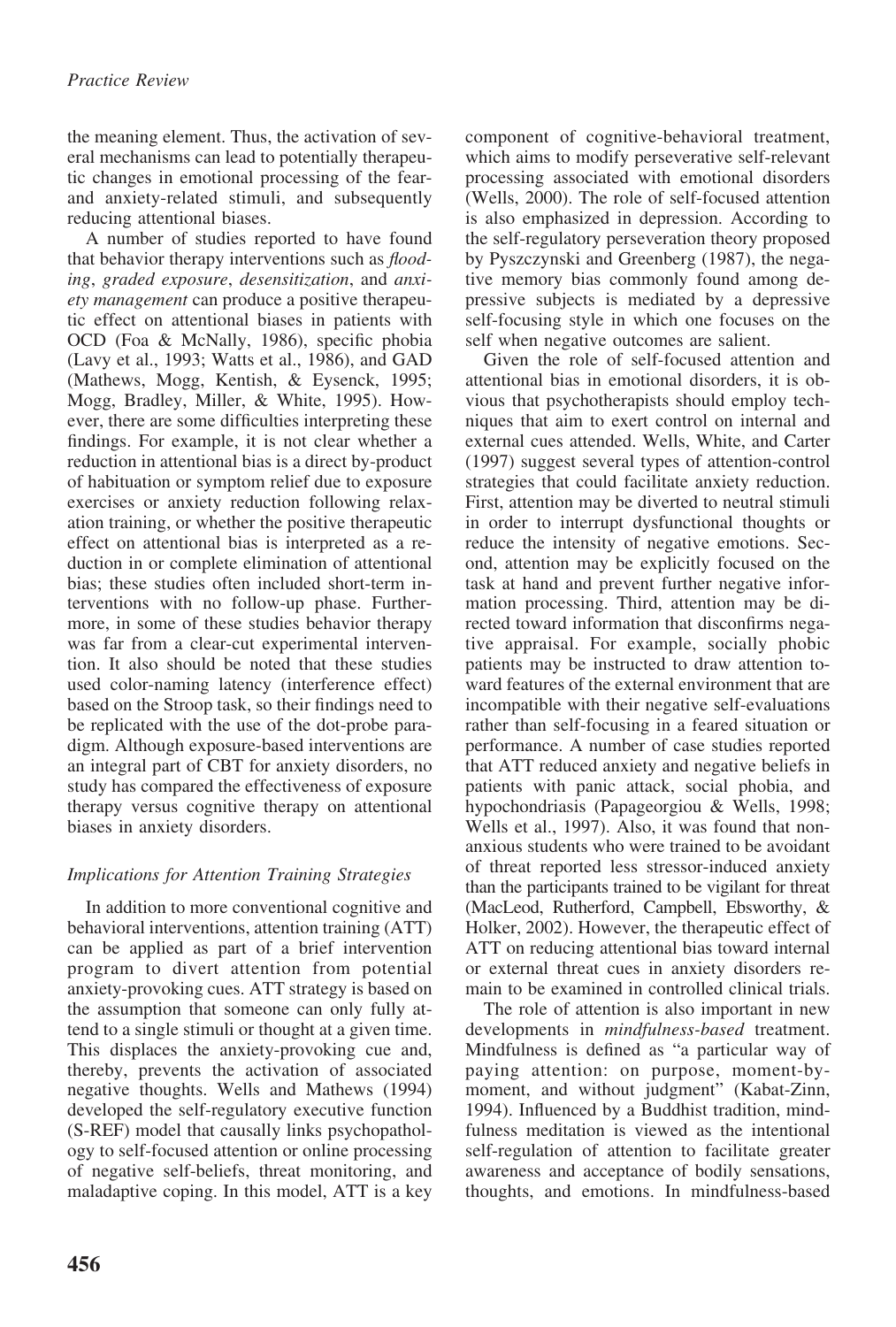the meaning element. Thus, the activation of several mechanisms can lead to potentially therapeutic changes in emotional processing of the fear- and anxiety-related stimuli, and subsequently reducing attentional biases.

A number of studies reported to have found that behavior therapy interventions such as *flooding*, *graded exposure*, *desensitization*, and *anxiety management* can produce a positive therapeutic effect on attentional biases in patients with OCD (Foa & McNally, 1986), specific phobia (Lavy et al., 1993; Watts et al., 1986), and GAD (Mathews, Mogg, Kentish, & Eysenck, 1995; Mogg, Bradley, Miller, & White, 1995). However, there are some difficulties interpreting these findings. For example, it is not clear whether a reduction in attentional bias is a direct by-product of habituation or symptom relief due to exposure exercises or anxiety reduction following relaxation training, or whether the positive therapeutic effect on attentional bias is interpreted as a reduction in or complete elimination of attentional bias; these studies often included short-term interventions with no follow-up phase. Furthermore, in some of these studies behavior therapy was far from a clear-cut experimental intervention. It also should be noted that these studies used color-naming latency (interference effect) based on the Stroop task, so their findings need to be replicated with the use of the dot-probe paradigm. Although exposure-based interventions are an integral part of CBT for anxiety disorders, no study has compared the effectiveness of exposure therapy versus cognitive therapy on attentional biases in anxiety disorders.

### *Implications for Attention Training Strategies*

In addition to more conventional cognitive and behavioral interventions, attention training (ATT) can be applied as part of a brief intervention program to divert attention from potential anxiety-provoking cues. ATT strategy is based on the assumption that someone can only fully attend to a single stimuli or thought at a given time. This displaces the anxiety-provoking cue and, thereby, prevents the activation of associated negative thoughts. Wells and Mathews (1994) developed the self-regulatory executive function (S-REF) model that causally links psychopathology to self-focused attention or online processing of negative self-beliefs, threat monitoring, and maladaptive coping. In this model, ATT is a key component of cognitive-behavioral treatment, which aims to modify perseverative self-relevant processing associated with emotional disorders (Wells, 2000). The role of self-focused attention is also emphasized in depression. According to the self-regulatory perseveration theory proposed by Pyszczynski and Greenberg (1987), the negative memory bias commonly found among depressive subjects is mediated by a depressive self-focusing style in which one focuses on the self when negative outcomes are salient.

Given the role of self-focused attention and attentional bias in emotional disorders, it is obvious that psychotherapists should employ techniques that aim to exert control on internal and external cues attended. Wells, White, and Carter (1997) suggest several types of attention-control strategies that could facilitate anxiety reduction. First, attention may be diverted to neutral stimuli in order to interrupt dysfunctional thoughts or reduce the intensity of negative emotions. Second, attention may be explicitly focused on the task at hand and prevent further negative information processing. Third, attention may be directed toward information that disconfirms negative appraisal. For example, socially phobic patients may be instructed to draw attention toward features of the external environment that are incompatible with their negative self-evaluations rather than self-focusing in a feared situation or performance. A number of case studies reported that ATT reduced anxiety and negative beliefs in patients with panic attack, social phobia, and hypochondriasis (Papageorgiou & Wells, 1998; Wells et al., 1997). Also, it was found that nonanxious students who were trained to be avoidant of threat reported less stressor-induced anxiety than the participants trained to be vigilant for threat (MacLeod, Rutherford, Campbell, Ebsworthy, & Holker, 2002). However, the therapeutic effect of ATT on reducing attentional bias toward internal or external threat cues in anxiety disorders remain to be examined in controlled clinical trials.

The role of attention is also important in new developments in *mindfulness-based* treatment. Mindfulness is defined as "a particular way of paying attention: on purpose, moment-by-moment, and without judgment" (Kabat-Zinn, 1994). Influenced by a Buddhist tradition, mindfulness meditation is viewed as the intentional self-regulation of attention to facilitate greater awareness and acceptance of bodily sensations, thoughts, and emotions. In mindfulness-based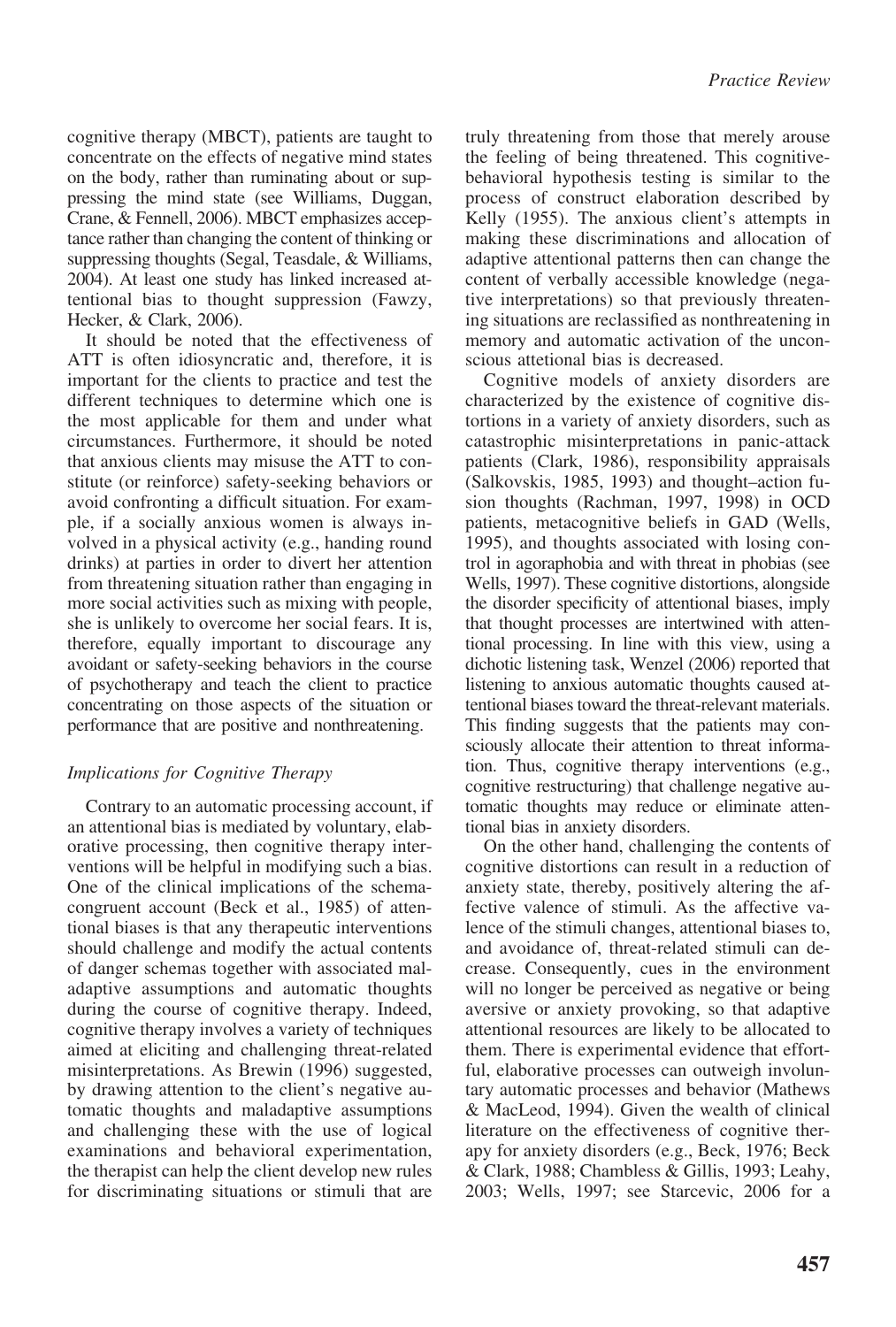cognitive therapy (MBCT), patients are taught to concentrate on the effects of negative mind states on the body, rather than ruminating about or suppressing the mind state (see Williams, Duggan, Crane, & Fennell, 2006). MBCT emphasizes acceptance rather than changing the content of thinking or suppressing thoughts (Segal, Teasdale, & Williams, 2004). At least one study has linked increased attentional bias to thought suppression (Fawzy, Hecker, & Clark, 2006).

It should be noted that the effectiveness of ATT is often idiosyncratic and, therefore, it is important for the clients to practice and test the different techniques to determine which one is the most applicable for them and under what circumstances. Furthermore, it should be noted that anxious clients may misuse the ATT to constitute (or reinforce) safety-seeking behaviors or avoid confronting a difficult situation. For example, if a socially anxious women is always involved in a physical activity (e.g., handing round drinks) at parties in order to divert her attention from threatening situation rather than engaging in more social activities such as mixing with people, she is unlikely to overcome her social fears. It is, therefore, equally important to discourage any avoidant or safety-seeking behaviors in the course of psychotherapy and teach the client to practice concentrating on those aspects of the situation or performance that are positive and nonthreatening.

### *Implications for Cognitive Therapy*

Contrary to an automatic processing account, if an attentional bias is mediated by voluntary, elaborative processing, then cognitive therapy interventions will be helpful in modifying such a bias. One of the clinical implications of the schema-congruent account (Beck et al., 1985) of attentional biases is that any therapeutic interventions should challenge and modify the actual contents of danger schemas together with associated maladaptive assumptions and automatic thoughts during the course of cognitive therapy. Indeed, cognitive therapy involves a variety of techniques aimed at eliciting and challenging threat-related misinterpretations. As Brewin (1996) suggested, by drawing attention to the client's negative automatic thoughts and maladaptive assumptions and challenging these with the use of logical examinations and behavioral experimentation, the therapist can help the client develop new rules for discriminating situations or stimuli that are truly threatening from those that merely arouse the feeling of being threatened. This cognitive-behavioral hypothesis testing is similar to the process of construct elaboration described by Kelly (1955). The anxious client's attempts in making these discriminations and allocation of adaptive attentional patterns then can change the content of verbally accessible knowledge (negative interpretations) so that previously threatening situations are reclassified as nonthreatening in memory and automatic activation of the unconscious attetional bias is decreased.

Cognitive models of anxiety disorders are characterized by the existence of cognitive distortions in a variety of anxiety disorders, such as catastrophic misinterpretations in panic-attack patients (Clark, 1986), responsibility appraisals (Salkovskis, 1985, 1993) and thought–action fusion thoughts (Rachman, 1997, 1998) in OCD patients, metacognitive beliefs in GAD (Wells, 1995), and thoughts associated with losing control in agoraphobia and with threat in phobias (see Wells, 1997). These cognitive distortions, alongside the disorder specificity of attentional biases, imply that thought processes are intertwined with attentional processing. In line with this view, using a dichotic listening task, Wenzel (2006) reported that listening to anxious automatic thoughts caused attentional biases toward the threat-relevant materials. This finding suggests that the patients may consciously allocate their attention to threat information. Thus, cognitive therapy interventions (e.g., cognitive restructuring) that challenge negative automatic thoughts may reduce or eliminate attentional bias in anxiety disorders.

On the other hand, challenging the contents of cognitive distortions can result in a reduction of anxiety state, thereby, positively altering the affective valence of stimuli. As the affective valence of the stimuli changes, attentional biases to, and avoidance of, threat-related stimuli can decrease. Consequently, cues in the environment will no longer be perceived as negative or being aversive or anxiety provoking, so that adaptive attentional resources are likely to be allocated to them. There is experimental evidence that effortful, elaborative processes can outweigh involuntary automatic processes and behavior (Mathews & MacLeod, 1994). Given the wealth of clinical literature on the effectiveness of cognitive therapy for anxiety disorders (e.g., Beck, 1976; Beck & Clark, 1988; Chambless & Gillis, 1993; Leahy, 2003; Wells, 1997; see Starcevic, 2006 for a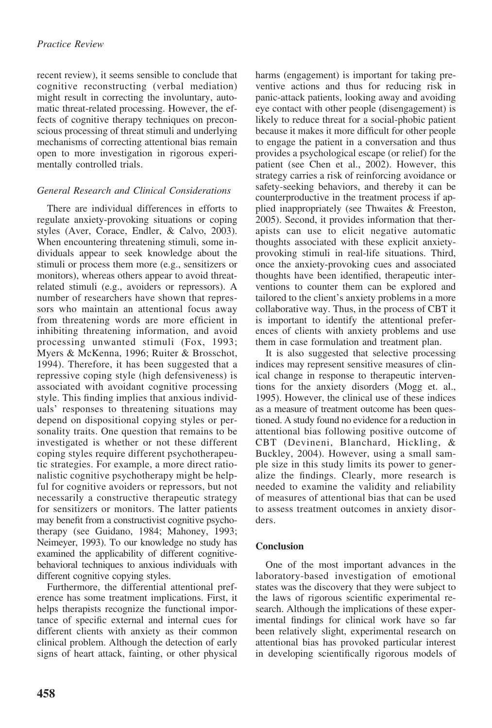recent review), it seems sensible to conclude that cognitive reconstructing (verbal mediation) might result in correcting the involuntary, automatic threat-related processing. However, the effects of cognitive therapy techniques on preconscious processing of threat stimuli and underlying mechanisms of correcting attentional bias remain open to more investigation in rigorous experimentally controlled trials.

### *General Research and Clinical Considerations*

There are individual differences in efforts to regulate anxiety-provoking situations or coping styles (Aver, Corace, Endler, & Calvo, 2003). When encountering threatening stimuli, some individuals appear to seek knowledge about the stimuli or process them more (e.g., sensitizers or monitors), whereas others appear to avoid threat-related stimuli (e.g., avoiders or repressors). A number of researchers have shown that repressors who maintain an attentional focus away from threatening words are more efficient in inhibiting threatening information, and avoid processing unwanted stimuli (Fox, 1993; Myers & McKenna, 1996; Ruiter & Brosschot, 1994). Therefore, it has been suggested that a repressive coping style (high defensiveness) is associated with avoidant cognitive processing style. This finding implies that anxious individuals' responses to threatening situations may depend on dispositional copying styles or personality traits. One question that remains to be investigated is whether or not these different coping styles require different psychotherapeutic strategies. For example, a more direct rationalistic cognitive psychotherapy might be helpful for cognitive avoiders or repressors, but not necessarily a constructive therapeutic strategy for sensitizers or monitors. The latter patients may benefit from a constructivist cognitive psychotherapy (see Guidano, 1984; Mahoney, 1993; Neimeyer, 1993). To our knowledge no study has examined the applicability of different cognitive-behavioral techniques to anxious individuals with different cognitive copying styles.

Furthermore, the differential attentional preference has some treatment implications. First, it helps therapists recognize the functional importance of specific external and internal cues for different clients with anxiety as their common clinical problem. Although the detection of early signs of heart attack, fainting, or other physical harms (engagement) is important for taking preventive actions and thus for reducing risk in panic-attack patients, looking away and avoiding eye contact with other people (disengagement) is likely to reduce threat for a social-phobic patient because it makes it more difficult for other people to engage the patient in a conversation and thus provides a psychological escape (or relief) for the patient (see Chen et al., 2002). However, this strategy carries a risk of reinforcing avoidance or safety-seeking behaviors, and thereby it can be counterproductive in the treatment process if applied inappropriately (see Thwaites & Freeston, 2005). Second, it provides information that therapists can use to elicit negative automatic thoughts associated with these explicit anxiety-provoking stimuli in real-life situations. Third, once the anxiety-provoking cues and associated thoughts have been identified, therapeutic interventions to counter them can be explored and tailored to the client's anxiety problems in a more collaborative way. Thus, in the process of CBT it is important to identify the attentional preferences of clients with anxiety problems and use them in case formulation and treatment plan.

It is also suggested that selective processing indices may represent sensitive measures of clinical change in response to therapeutic interventions for the anxiety disorders (Mogg et. al., 1995). However, the clinical use of these indices as a measure of treatment outcome has been questioned. A study found no evidence for a reduction in attentional bias following positive outcome of CBT (Devineni, Blanchard, Hickling, & Buckley, 2004). However, using a small sample size in this study limits its power to generalize the findings. Clearly, more research is needed to examine the validity and reliability of measures of attentional bias that can be used to assess treatment outcomes in anxiety disorders.

## Conclusion

One of the most important advances in the laboratory-based investigation of emotional states was the discovery that they were subject to the laws of rigorous scientific experimental research. Although the implications of these experimental findings for clinical work have so far been relatively slight, experimental research on attentional bias has provoked particular interest in developing scientifically rigorous models of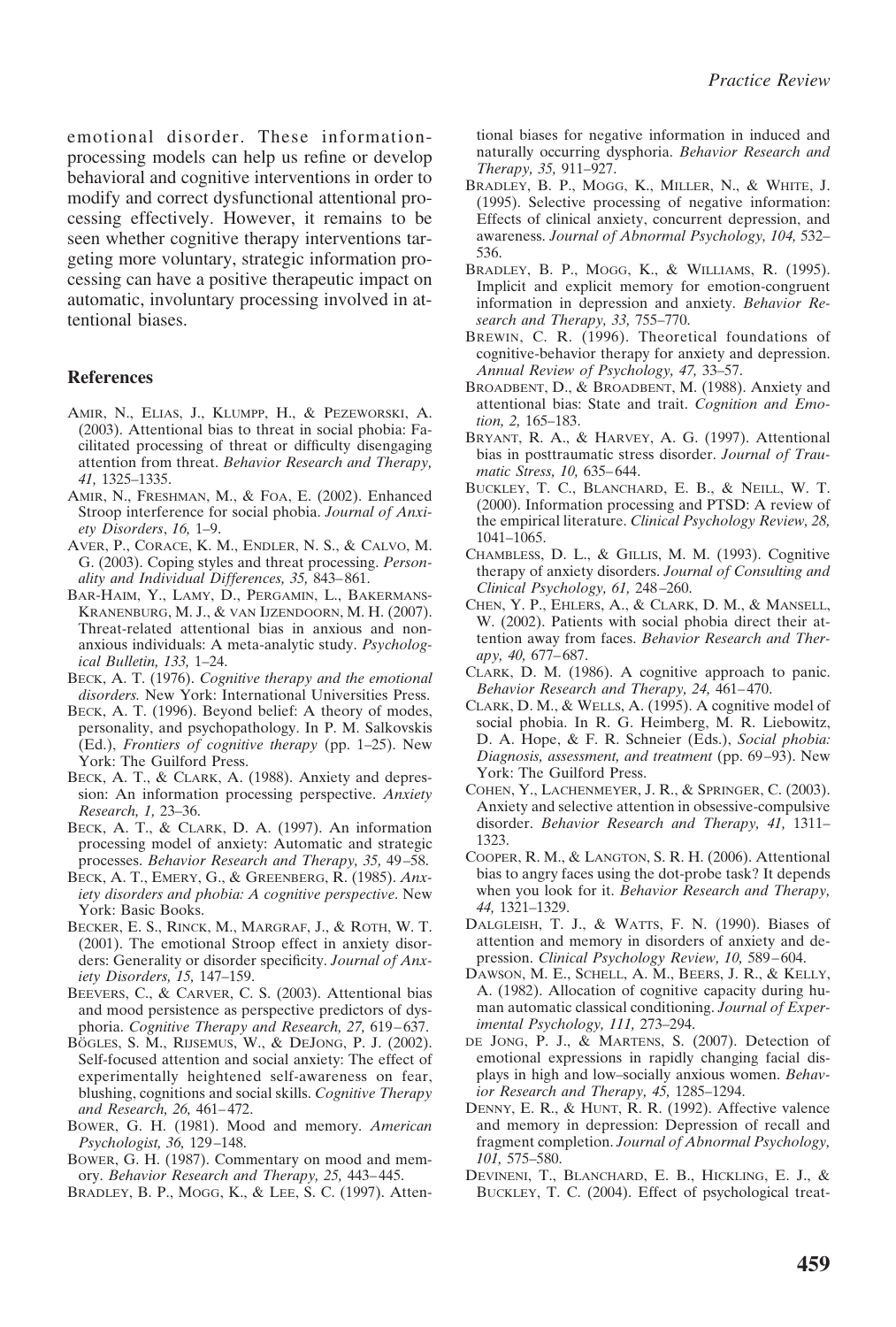emotional disorder. These information-processing models can help us refine or develop behavioral and cognitive interventions in order to modify and correct dysfunctional attentional processing effectively. However, it remains to be seen whether cognitive therapy interventions targeting more voluntary, strategic information processing can have a positive therapeutic impact on automatic, involuntary processing involved in attentional biases.

## References

Amir, N., Elias, J., Klumpp, H., & Pezeworski, A. (2003). Attentional bias to threat in social phobia: Facilitated processing of threat or difficulty disengaging attention from threat. *Behavior Research and Therapy, 41,* 1325–1335.

Amir, N., Freshman, M., & Foa, E. (2002). Enhanced Stroop interference for social phobia. *Journal of Anxiety Disorders*, *16,* 1–9.

Aver, P., Corace, K. M., Endler, N. S., & Calvo, M. G. (2003). Coping styles and threat processing. *Personality and Individual Differences, 35,* 843–861.

Bar-Haim, Y., Lamy, D., Pergamin, L., Bakermans-Kranenburg, M. J., & van IJzendoorn, M. H. (2007). Threat-related attentional bias in anxious and nonanxious individuals: A meta-analytic study. *Psychological Bulletin, 133,* 1–24.

Beck, A. T. (1976). *Cognitive therapy and the emotional disorders.* New York: International Universities Press.

Beck, A. T. (1996). Beyond belief: A theory of modes, personality, and psychopathology. In P. M. Salkovskis (Ed.), *Frontiers of cognitive therapy* (pp. 1–25). New York: The Guilford Press.

Beck, A. T., & Clark, A. (1988). Anxiety and depression: An information processing perspective. *Anxiety Research, 1,* 23–36.

Beck, A. T., & Clark, D. A. (1997). An information processing model of anxiety: Automatic and strategic processes. *Behavior Research and Therapy, 35,* 49–58.

Beck, A. T., Emery, G., & Greenberg, R. (1985). *Anxiety disorders and phobia: A cognitive perspective*. New York: Basic Books.

Becker, E. S., Rinck, M., Margraf, J., & Roth, W. T. (2001). The emotional Stroop effect in anxiety disorders: Generality or disorder specificity. *Journal of Anxiety Disorders, 15,* 147–159.

Beevers, C., & Carver, C. S. (2003). Attentional bias and mood persistence as perspective predictors of dysphoria. *Cognitive Therapy and Research, 27,* 619–637.

Bögles, S. M., Rijsemus, W., & DeJong, P. J. (2002). Self-focused attention and social anxiety: The effect of experimentally heightened self-awareness on fear, blushing, cognitions and social skills. *Cognitive Therapy and Research, 26,* 461–472.

Bower, G. H. (1981). Mood and memory. *American Psychologist, 36,* 129–148.

Bower, G. H. (1987). Commentary on mood and memory. *Behavior Research and Therapy, 25,* 443–445.

Bradley, B. P., Mogg, K., & Lee, S. C. (1997). Attentional biases for negative information in induced and naturally occurring dysphoria. *Behavior Research and Therapy, 35,* 911–927.

Bradley, B. P., Mogg, K., Miller, N., & White, J. (1995). Selective processing of negative information: Effects of clinical anxiety, concurrent depression, and awareness. *Journal of Abnormal Psychology, 104,* 532–536.

Bradley, B. P., Mogg, K., & Williams, R. (1995). Implicit and explicit memory for emotion-congruent information in depression and anxiety. *Behavior Research and Therapy, 33,* 755–770.

Brewin, C. R. (1996). Theoretical foundations of cognitive-behavior therapy for anxiety and depression. *Annual Review of Psychology, 47,* 33–57.

Broadbent, D., & Broadbent, M. (1988). Anxiety and attentional bias: State and trait. *Cognition and Emotion, 2,* 165–183.

Bryant, R. A., & Harvey, A. G. (1997). Attentional bias in posttraumatic stress disorder. *Journal of Traumatic Stress, 10,* 635–644.

Buckley, T. C., Blanchard, E. B., & Neill, W. T. (2000). Information processing and PTSD: A review of the empirical literature. *Clinical Psychology Review, 28,* 1041–1065.

Chambless, D. L., & Gillis, M. M. (1993). Cognitive therapy of anxiety disorders. *Journal of Consulting and Clinical Psychology, 61,* 248–260.

Chen, Y. P., Ehlers, A., Clark, D. M., & Mansell, W. (2002). Patients with social phobia direct their attention away from faces. *Behavior Research and Therapy, 40,* 677–687.

Clark, D. M. (1986). A cognitive approach to panic. *Behavior Research and Therapy, 24,* 461–470.

Clark, D. M., & Wells, A. (1995). A cognitive model of social phobia. In R. G. Heimberg, M. R. Liebowitz, D. A. Hope, & F. R. Schneier (Eds.), *Social phobia: Diagnosis, assessment, and treatment* (pp. 69–93). New York: The Guilford Press.

Cohen, Y., Lachenmeyer, J. R., & Springer, C. (2003). Anxiety and selective attention in obsessive-compulsive disorder. *Behavior Research and Therapy, 41,* 1311–1323.

Cooper, R. M., & Langton, S. R. H. (2006). Attentional bias to angry faces using the dot-probe task? It depends when you look for it. *Behavior Research and Therapy, 44,* 1321–1329.

Dalgleish, T. J., & Watts, F. N. (1990). Biases of attention and memory in disorders of anxiety and depression. *Clinical Psychology Review, 10,* 589–604.

Dawson, M. E., Schell, A. M., Beers, J. R., & Kelly, A. (1982). Allocation of cognitive capacity during human automatic classical conditioning. *Journal of Experimental Psychology, 111,* 273–294.

de Jong, P. J., & Martens, S. (2007). Detection of emotional expressions in rapidly changing facial displays in high and low–socially anxious women. *Behavior Research and Therapy, 45,* 1285–1294.

Denny, E. R., & Hunt, R. R. (1992). Affective valence and memory in depression: Depression of recall and fragment completion. *Journal of Abnormal Psychology, 101,* 575–580.

Devineni, T., Blanchard, E. B., Hickling, E. J., & Buckley, T. C. (2004). Effect of psychological treat-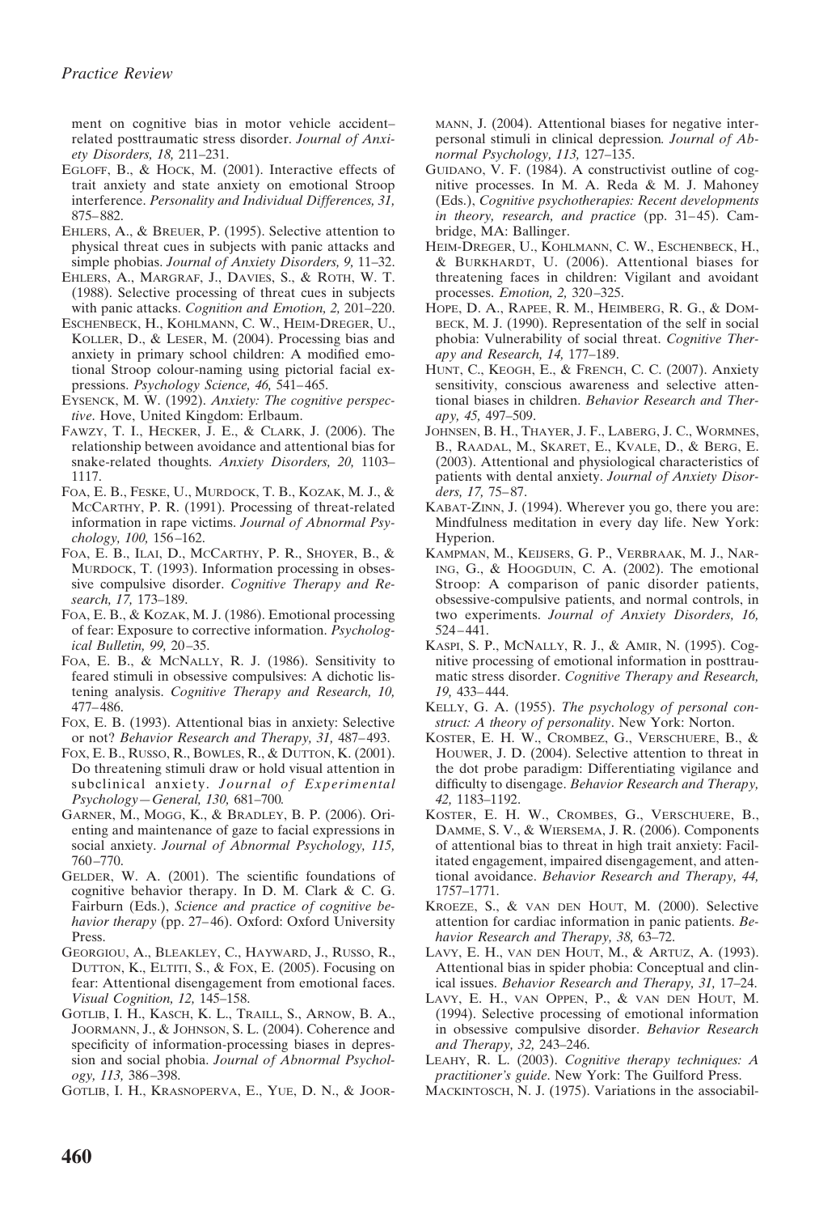ment on cognitive bias in motor vehicle accident–related posttraumatic stress disorder. *Journal of Anxiety Disorders, 18,* 211–231.

Egloff, B., & Hock, M. (2001). Interactive effects of trait anxiety and state anxiety on emotional Stroop interference. *Personality and Individual Differences, 31,* 875–882.

Ehlers, A., & Breuer, P. (1995). Selective attention to physical threat cues in subjects with panic attacks and simple phobias. *Journal of Anxiety Disorders, 9,* 11–32.

Ehlers, A., Margraf, J., Davies, S., & Roth, W. T. (1988). Selective processing of threat cues in subjects with panic attacks. *Cognition and Emotion, 2,* 201–220.

Eschenbeck, H., Kohlmann, C. W., Heim-Dreger, U., Koller, D., & Leser, M. (2004). Processing bias and anxiety in primary school children: A modified emotional Stroop colour-naming using pictorial facial expressions. *Psychology Science, 46,* 541–465.

Eysenck, M. W. (1992). *Anxiety: The cognitive perspective*. Hove, United Kingdom: Erlbaum.

Fawzy, T. I., Hecker, J. E., & Clark, J. (2006). The relationship between avoidance and attentional bias for snake-related thoughts. *Anxiety Disorders, 20,* 1103–1117.

Foa, E. B., Feske, U., Murdock, T. B., Kozak, M. J., & McCarthy, P. R. (1991). Processing of threat-related information in rape victims. *Journal of Abnormal Psychology, 100,* 156–162.

Foa, E. B., Ilai, D., McCarthy, P. R., Shoyer, B., & Murdock, T. (1993). Information processing in obsessive compulsive disorder. *Cognitive Therapy and Research, 17,* 173–189.

Foa, E. B., & Kozak, M. J. (1986). Emotional processing of fear: Exposure to corrective information. *Psychological Bulletin, 99,* 20–35.

Foa, E. B., & McNally, R. J. (1986). Sensitivity to feared stimuli in obsessive compulsives: A dichotic listening analysis. *Cognitive Therapy and Research, 10,* 477–486.

Fox, E. B. (1993). Attentional bias in anxiety: Selective or not? *Behavior Research and Therapy, 31,* 487–493.

Fox, E. B., Russo, R., Bowles, R., & Dutton, K. (2001). Do threatening stimuli draw or hold visual attention in subclinical anxiety. *Journal of Experimental Psychology—General, 130,* 681–700.

Garner, M., Mogg, K., & Bradley, B. P. (2006). Orienting and maintenance of gaze to facial expressions in social anxiety. *Journal of Abnormal Psychology, 115,* 760–770.

Gelder, W. A. (2001). The scientific foundations of cognitive behavior therapy. In D. M. Clark & C. G. Fairburn (Eds.), *Science and practice of cognitive behavior therapy* (pp. 27–46). Oxford: Oxford University Press.

Georgiou, A., Bleakley, C., Hayward, J., Russo, R., Dutton, K., Eltiti, S., & Fox, E. (2005). Focusing on fear: Attentional disengagement from emotional faces. *Visual Cognition, 12,* 145–158.

Gotlib, I. H., Kasch, K. L., Traill, S., Arnow, B. A., Joormann, J., & Johnson, S. L. (2004). Coherence and specificity of information-processing biases in depression and social phobia. *Journal of Abnormal Psychology, 113,* 386–398.

Gotlib, I. H., Krasnoperva, E., Yue, D. N., & Joormann, J. (2004). Attentional biases for negative interpersonal stimuli in clinical depression*. Journal of Abnormal Psychology, 113,* 127–135.

Guidano, V. F. (1984). A constructivist outline of cognitive processes. In M. A. Reda & M. J. Mahoney (Eds.), *Cognitive psychotherapies: Recent developments in theory, research, and practice* (pp. 31–45). Cambridge, MA: Ballinger.

Heim-Dreger, U., Kohlmann, C. W., Eschenbeck, H., & Burkhardt, U. (2006). Attentional biases for threatening faces in children: Vigilant and avoidant processes. *Emotion, 2,* 320–325.

Hope, D. A., Rapee, R. M., Heimberg, R. G., & Dombeck, M. J. (1990). Representation of the self in social phobia: Vulnerability of social threat. *Cognitive Therapy and Research, 14,* 177–189.

Hunt, C., Keogh, E., & French, C. C. (2007). Anxiety sensitivity, conscious awareness and selective attentional biases in children. *Behavior Research and Therapy, 45,* 497–509.

Johnsen, B. H., Thayer, J. F., Laberg, J. C., Wormnes, B., Raadal, M., Skaret, E., Kvale, D., & Berg, E. (2003). Attentional and physiological characteristics of patients with dental anxiety. *Journal of Anxiety Disorders, 17,* 75–87.

Kabat-Zinn, J. (1994). Wherever you go, there you are: Mindfulness meditation in every day life. New York: Hyperion.

Kampman, M., Keijsers, G. P., Verbraak, M. J., Naring, G., & Hoogduin, C. A. (2002). The emotional Stroop: A comparison of panic disorder patients, obsessive-compulsive patients, and normal controls, in two experiments. *Journal of Anxiety Disorders, 16,* 524–441.

Kaspi, S. P., McNally, R. J., & Amir, N. (1995). Cognitive processing of emotional information in posttraumatic stress disorder. *Cognitive Therapy and Research, 19,* 433–444.

Kelly, G. A. (1955). *The psychology of personal construct: A theory of personality*. New York: Norton.

Koster, E. H. W., Crombez, G., Verschuere, B., & Houwer, J. D. (2004). Selective attention to threat in the dot probe paradigm: Differentiating vigilance and difficulty to disengage. *Behavior Research and Therapy, 42,* 1183–1192.

Koster, E. H. W., Crombes, G., Verschuere, B., Damme, S. V., & Wiersema, J. R. (2006). Components of attentional bias to threat in high trait anxiety: Facilitated engagement, impaired disengagement, and attentional avoidance. *Behavior Research and Therapy, 44,* 1757–1771.

Kroeze, S., & van den Hout, M. (2000). Selective attention for cardiac information in panic patients. *Behavior Research and Therapy, 38,* 63–72.

Lavy, E. H., van den Hout, M., & Artuz, A. (1993). Attentional bias in spider phobia: Conceptual and clinical issues. *Behavior Research and Therapy, 31,* 17–24.

Lavy, E. H., van Oppen, P., & van den Hout, M. (1994). Selective processing of emotional information in obsessive compulsive disorder. *Behavior Research and Therapy, 32,* 243–246.

Leahy, R. L. (2003). *Cognitive therapy techniques: A practitioner's guide*. New York: The Guilford Press.

Mackintosch, N. J. (1975). Variations in the associabil-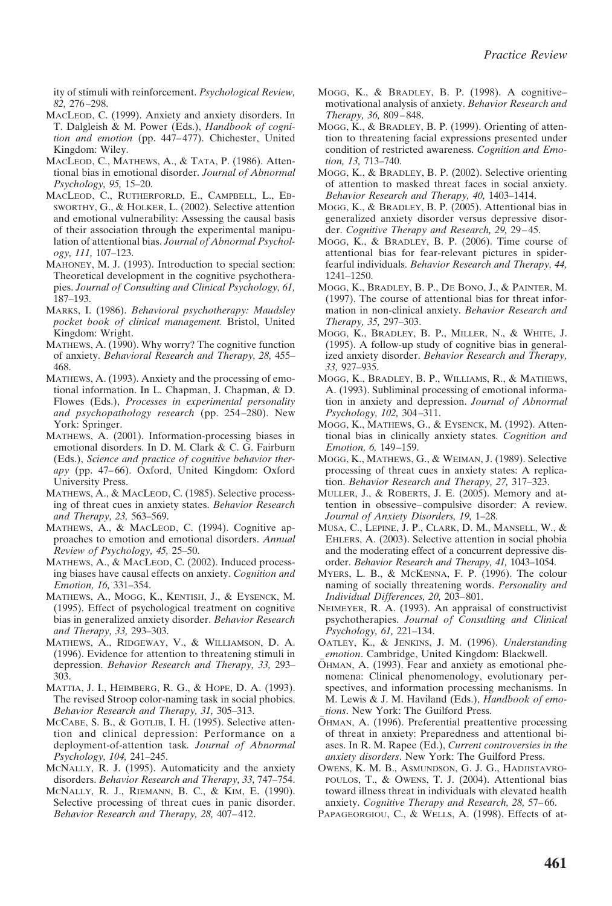ity of stimuli with reinforcement. *Psychological Review, 82,* 276–298.

MacLeod, C. (1999). Anxiety and anxiety disorders. In T. Dalgleish & M. Power (Eds.), *Handbook of cognition and emotion* (pp. 447–477). Chichester, United Kingdom: Wiley.

MacLeod, C., Mathews, A., & Tata, P. (1986). Attentional bias in emotional disorder. *Journal of Abnormal Psychology, 95,* 15–20.

MacLeod, C., Rutherforld, E., Campbell, L., Ebsworthy, G., & Holker, L. (2002). Selective attention and emotional vulnerability: Assessing the causal basis of their association through the experimental manipulation of attentional bias. *Journal of Abnormal Psychology, 111,* 107–123.

Mahoney, M. J. (1993). Introduction to special section: Theoretical development in the cognitive psychotherapies. *Journal of Consulting and Clinical Psychology, 61,* 187–193.

Marks, I. (1986). *Behavioral psychotherapy: Maudsley pocket book of clinical management.* Bristol, United Kingdom: Wright.

Mathews, A. (1990). Why worry? The cognitive function of anxiety. *Behavioral Research and Therapy, 28,* 455–468.

Mathews, A. (1993). Anxiety and the processing of emotional information. In L. Chapman, J. Chapman, & D. Flowes (Eds.), *Processes in experimental personality and psychopathology research* (pp. 254–280). New York: Springer.

Mathews, A. (2001). Information-processing biases in emotional disorders. In D. M. Clark & C. G. Fairburn (Eds.), *Science and practice of cognitive behavior therapy* (pp. 47–66). Oxford, United Kingdom: Oxford University Press.

Mathews, A., & MacLeod, C. (1985). Selective processing of threat cues in anxiety states. *Behavior Research and Therapy, 23,* 563–569.

Mathews, A., & MacLeod, C. (1994). Cognitive approaches to emotion and emotional disorders. *Annual Review of Psychology, 45,* 25–50.

Mathews, A., & MacLeod, C. (2002). Induced processing biases have causal effects on anxiety. *Cognition and Emotion, 16,* 331–354.

Mathews, A., Mogg, K., Kentish, J., & Eysenck, M. (1995). Effect of psychological treatment on cognitive bias in generalized anxiety disorder. *Behavior Research and Therapy, 33,* 293–303.

Mathews, A., Ridgeway, V., & Williamson, D. A. (1996). Evidence for attention to threatening stimuli in depression. *Behavior Research and Therapy, 33,* 293–303.

Mattia, J. I., Heimberg, R. G., & Hope, D. A. (1993). The revised Stroop color-naming task in social phobics. *Behavior Research and Therapy, 31,* 305–313.

McCabe, S. B., & Gotlib, I. H. (1995). Selective attention and clinical depression: Performance on a deployment-of-attention task. *Journal of Abnormal Psychology, 104,* 241–245.

McNally, R. J. (1995). Automaticity and the anxiety disorders. *Behavior Research and Therapy, 33,* 747–754.

McNally, R. J., Riemann, B. C., & Kim, E. (1990). Selective processing of threat cues in panic disorder. *Behavior Research and Therapy, 28,* 407–412.

Mogg, K., & Bradley, B. P. (1998). A cognitive–motivational analysis of anxiety. *Behavior Research and Therapy, 36,* 809–848.

Mogg, K., & Bradley, B. P. (1999). Orienting of attention to threatening facial expressions presented under condition of restricted awareness. *Cognition and Emotion, 13,* 713–740.

Mogg, K., & Bradley, B. P. (2002). Selective orienting of attention to masked threat faces in social anxiety. *Behavior Research and Therapy, 40,* 1403–1414.

Mogg, K., & Bradley, B. P. (2005). Attentional bias in generalized anxiety disorder versus depressive disorder. *Cognitive Therapy and Research, 29,* 29–45.

Mogg, K., & Bradley, B. P. (2006). Time course of attentional bias for fear-relevant pictures in spider-fearful individuals. *Behavior Research and Therapy, 44,* 1241–1250.

Mogg, K., Bradley, B. P., De Bono, J., & Painter, M. (1997). The course of attentional bias for threat information in non-clinical anxiety. *Behavior Research and Therapy, 35,* 297–303.

Mogg, K., Bradley, B. P., Miller, N., & White, J. (1995). A follow-up study of cognitive bias in generalized anxiety disorder. *Behavior Research and Therapy, 33,* 927–935.

Mogg, K., Bradley, B. P., Williams, R., & Mathews, A. (1993). Subliminal processing of emotional information in anxiety and depression. *Journal of Abnormal Psychology, 102,* 304–311.

Mogg, K., Mathews, G., & Eysenck, M. (1992). Attentional bias in clinically anxiety states. *Cognition and Emotion, 6,* 149–159.

Mogg, K., Mathews, G., & Weiman, J. (1989). Selective processing of threat cues in anxiety states: A replication. *Behavior Research and Therapy, 27,* 317–323.

Muller, J., & Roberts, J. E. (2005). Memory and attention in obsessive–compulsive disorder: A review. *Journal of Anxiety Disorders, 19,* 1–28.

Musa, C., Lepine, J. P., Clark, D. M., Mansell, W., & Ehlers, A. (2003). Selective attention in social phobia and the moderating effect of a concurrent depressive disorder. *Behavior Research and Therapy, 41,* 1043–1054.

Myers, L. B., & McKenna, F. P. (1996). The colour naming of socially threatening words. *Personality and Individual Differences, 20,* 203–801.

Neimeyer, R. A. (1993). An appraisal of constructivist psychotherapies. *Journal of Consulting and Clinical Psychology, 61,* 221–134.

Oatley, K., & Jenkins, J. M. (1996). *Understanding emotion*. Cambridge, United Kingdom: Blackwell.

Öhman, A. (1993). Fear and anxiety as emotional phenomena: Clinical phenomenology, evolutionary perspectives, and information processing mechanisms. In M. Lewis & J. M. Haviland (Eds.), *Handbook of emotions*. New York: The Guilford Press.

Öhman, A. (1996). Preferential preattentive processing of threat in anxiety: Preparedness and attentional biases. In R. M. Rapee (Ed.), *Current controversies in the anxiety disorders*. New York: The Guilford Press.

Owens, K. M. B., Asmundson, G. J. G., Hadjistavropoulos, T., & Owens, T. J. (2004). Attentional bias toward illness threat in individuals with elevated health anxiety. *Cognitive Therapy and Research, 28,* 57–66.

Papageorgiou, C., & Wells, A. (1998). Effects of at-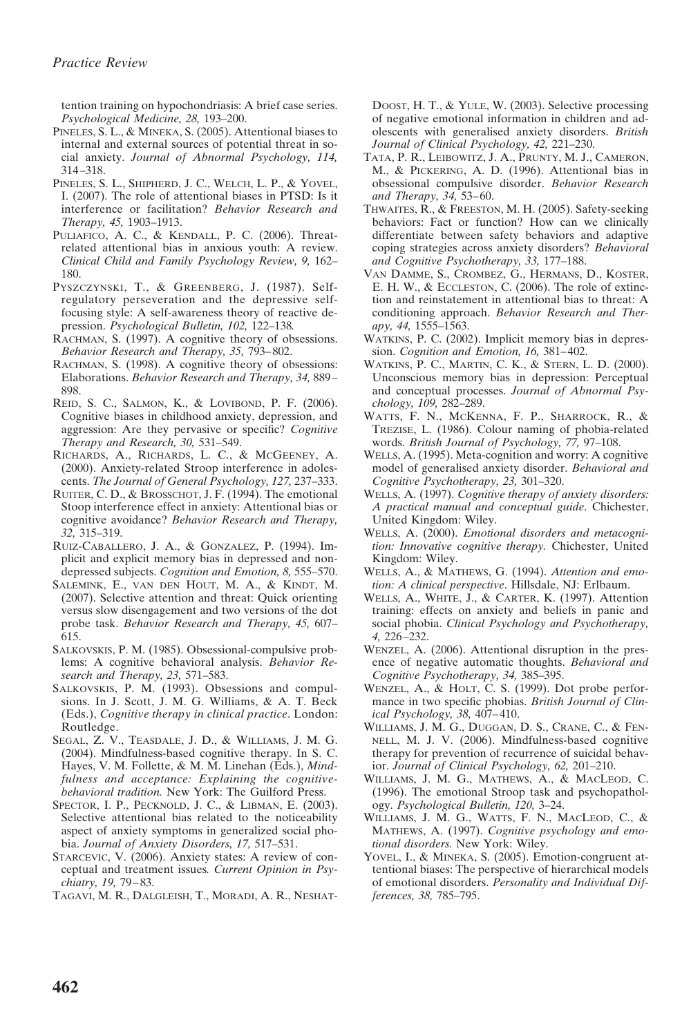tention training on hypochondriasis: A brief case series. *Psychological Medicine, 28,* 193–200.

Pineles, S. L., & Mineka, S. (2005). Attentional biases to internal and external sources of potential threat in social anxiety. *Journal of Abnormal Psychology, 114,* 314–318.

Pineles, S. L., Shipherd, J. C., Welch, L. P., & Yovel, I. (2007). The role of attentional biases in PTSD: Is it interference or facilitation? *Behavior Research and Therapy, 45,* 1903–1913.

Puliafico, A. C., & Kendall, P. C. (2006). Threat-related attentional bias in anxious youth: A review. *Clinical Child and Family Psychology Review, 9,* 162–180.

Pyszczynski, T., & Greenberg, J. (1987). Self-regulatory perseveration and the depressive self-focusing style: A self-awareness theory of reactive depression. *Psychological Bulletin, 102,* 122–138*.*

Rachman, S. (1997). A cognitive theory of obsessions. *Behavior Research and Therapy, 35,* 793–802.

Rachman, S. (1998). A cognitive theory of obsessions: Elaborations. *Behavior Research and Therapy, 34,* 889–898.

Reid, S. C., Salmon, K., & Lovibond, P. F. (2006). Cognitive biases in childhood anxiety, depression, and aggression: Are they pervasive or specific? *Cognitive Therapy and Research, 30,* 531–549.

Richards, A., Richards, L. C., & McGeeney, A. (2000). Anxiety-related Stroop interference in adolescents. *The Journal of General Psychology, 127,* 237–333.

Ruiter, C. D., & Brosschot, J. F. (1994). The emotional Stoop interference effect in anxiety: Attentional bias or cognitive avoidance? *Behavior Research and Therapy, 32,* 315–319.

Ruiz-Caballero, J. A., & Gonzalez, P. (1994). Implicit and explicit memory bias in depressed and non-depressed subjects. *Cognition and Emotion, 8,* 555–570.

Salemink, E., van den Hout, M. A., & Kindt, M. (2007). Selective attention and threat: Quick orienting versus slow disengagement and two versions of the dot probe task. *Behavior Research and Therapy, 45,* 607–615.

Salkovskis, P. M. (1985). Obsessional-compulsive problems: A cognitive behavioral analysis. *Behavior Research and Therapy, 23,* 571–583.

Salkovskis, P. M. (1993). Obsessions and compulsions. In J. Scott, J. M. G. Williams, & A. T. Beck (Eds.), *Cognitive therapy in clinical practice*. London: Routledge.

Segal, Z. V., Teasdale, J. D., & Williams, J. M. G. (2004). Mindfulness-based cognitive therapy. In S. C. Hayes, V. M. Follette, & M. M. Linehan (Eds.), *Mindfulness and acceptance: Explaining the cognitive-behavioral tradition.* New York: The Guilford Press.

Spector, I. P., Pecknold, J. C., & Libman, E. (2003). Selective attentional bias related to the noticeability aspect of anxiety symptoms in generalized social phobia. *Journal of Anxiety Disorders, 17,* 517–531.

Starcevic, V. (2006). Anxiety states: A review of conceptual and treatment issues*. Current Opinion in Psychiatry, 19,* 79–83.

Tagavi, M. R., Dalgleish, T., Moradi, A. R., Neshat-Doost, H. T., & Yule, W. (2003). Selective processing of negative emotional information in children and adolescents with generalised anxiety disorders. *British Journal of Clinical Psychology, 42,* 221–230.

Tata, P. R., Leibowitz, J. A., Prunty, M. J., Cameron, M., & Pickering, A. D. (1996). Attentional bias in obsessional compulsive disorder. *Behavior Research and Therapy, 34,* 53–60.

Thwaites, R., & Freeston, M. H. (2005). Safety-seeking behaviors: Fact or function? How can we clinically differentiate between safety behaviors and adaptive coping strategies across anxiety disorders? *Behavioral and Cognitive Psychotherapy, 33,* 177–188.

Van Damme, S., Crombez, G., Hermans, D., Koster, E. H. W., & Eccleston, C. (2006). The role of extinction and reinstatement in attentional bias to threat: A conditioning approach. *Behavior Research and Therapy, 44,* 1555–1563.

Watkins, P. C. (2002). Implicit memory bias in depression. *Cognition and Emotion, 16,* 381–402.

Watkins, P. C., Martin, C. K., & Stern, L. D. (2000). Unconscious memory bias in depression: Perceptual and conceptual processes. *Journal of Abnormal Psychology, 109,* 282–289.

Watts, F. N., McKenna, F. P., Sharrock, R., & Trezise, L. (1986). Colour naming of phobia-related words. *British Journal of Psychology, 77,* 97–108.

Wells, A. (1995). Meta-cognition and worry: A cognitive model of generalised anxiety disorder. *Behavioral and Cognitive Psychotherapy, 23,* 301–320.

Wells, A. (1997). *Cognitive therapy of anxiety disorders: A practical manual and conceptual guide*. Chichester, United Kingdom: Wiley.

Wells, A. (2000). *Emotional disorders and metacognition: Innovative cognitive therapy.* Chichester, United Kingdom: Wiley.

Wells, A., & Mathews, G. (1994). *Attention and emotion: A clinical perspective*. Hillsdale, NJ: Erlbaum.

Wells, A., White, J., & Carter, K. (1997). Attention training: effects on anxiety and beliefs in panic and social phobia. *Clinical Psychology and Psychotherapy, 4,* 226–232.

Wenzel, A. (2006). Attentional disruption in the presence of negative automatic thoughts. *Behavioral and Cognitive Psychotherapy, 34,* 385–395.

Wenzel, A., & Holt, C. S. (1999). Dot probe performance in two specific phobias. *British Journal of Clinical Psychology, 38,* 407–410.

Williams, J. M. G., Duggan, D. S., Crane, C., & Fennell, M. J. V. (2006). Mindfulness-based cognitive therapy for prevention of recurrence of suicidal behavior. *Journal of Clinical Psychology, 62,* 201–210.

Williams, J. M. G., Mathews, A., & MacLeod, C. (1996). The emotional Stroop task and psychopathology. *Psychological Bulletin, 120,* 3–24.

Williams, J. M. G., Watts, F. N., MacLeod, C., & Mathews, A. (1997). *Cognitive psychology and emotional disorders.* New York: Wiley.

Yovel, I., & Mineka, S. (2005). Emotion-congruent attentional biases: The perspective of hierarchical models of emotional disorders. *Personality and Individual Differences, 38,* 785–795.